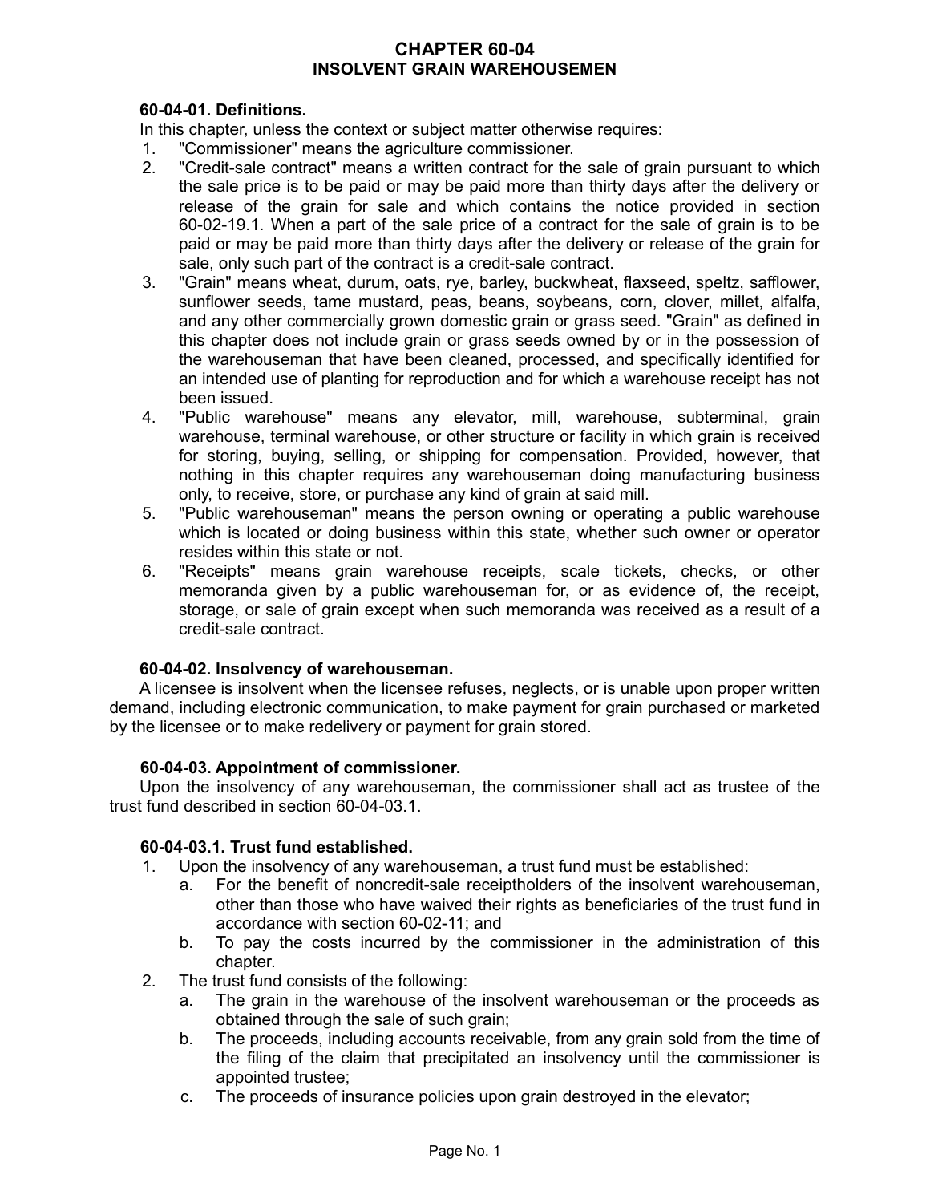# CHAPTER 60-04
# INSOLVENT GRAIN WAREHOUSEMEN

### 60-04-01. Definitions.

In this chapter, unless the context or subject matter otherwise requires:

1. "Commissioner" means the agriculture commissioner.
2. "Credit-sale contract" means a written contract for the sale of grain pursuant to which the sale price is to be paid or may be paid more than thirty days after the delivery or release of the grain for sale and which contains the notice provided in section 60-02-19.1. When a part of the sale price of a contract for the sale of grain is to be paid or may be paid more than thirty days after the delivery or release of the grain for sale, only such part of the contract is a credit-sale contract.
3. "Grain" means wheat, durum, oats, rye, barley, buckwheat, flaxseed, speltz, safflower, sunflower seeds, tame mustard, peas, beans, soybeans, corn, clover, millet, alfalfa, and any other commercially grown domestic grain or grass seed. "Grain" as defined in this chapter does not include grain or grass seeds owned by or in the possession of the warehouseman that have been cleaned, processed, and specifically identified for an intended use of planting for reproduction and for which a warehouse receipt has not been issued.
4. "Public warehouse" means any elevator, mill, warehouse, subterminal, grain warehouse, terminal warehouse, or other structure or facility in which grain is received for storing, buying, selling, or shipping for compensation. Provided, however, that nothing in this chapter requires any warehouseman doing manufacturing business only, to receive, store, or purchase any kind of grain at said mill.
5. "Public warehouseman" means the person owning or operating a public warehouse which is located or doing business within this state, whether such owner or operator resides within this state or not.
6. "Receipts" means grain warehouse receipts, scale tickets, checks, or other memoranda given by a public warehouseman for, or as evidence of, the receipt, storage, or sale of grain except when such memoranda was received as a result of a credit-sale contract.

### 60-04-02. Insolvency of warehouseman.

A licensee is insolvent when the licensee refuses, neglects, or is unable upon proper written demand, including electronic communication, to make payment for grain purchased or marketed by the licensee or to make redelivery or payment for grain stored.

### 60-04-03. Appointment of commissioner.

Upon the insolvency of any warehouseman, the commissioner shall act as trustee of the trust fund described in section 60-04-03.1.

### 60-04-03.1. Trust fund established.

1. Upon the insolvency of any warehouseman, a trust fund must be established:
   a. For the benefit of noncredit-sale receiptholders of the insolvent warehouseman, other than those who have waived their rights as beneficiaries of the trust fund in accordance with section 60-02-11; and
   b. To pay the costs incurred by the commissioner in the administration of this chapter.
2. The trust fund consists of the following:
   a. The grain in the warehouse of the insolvent warehouseman or the proceeds as obtained through the sale of such grain;
   b. The proceeds, including accounts receivable, from any grain sold from the time of the filing of the claim that precipitated an insolvency until the commissioner is appointed trustee;
   c. The proceeds of insurance policies upon grain destroyed in the elevator;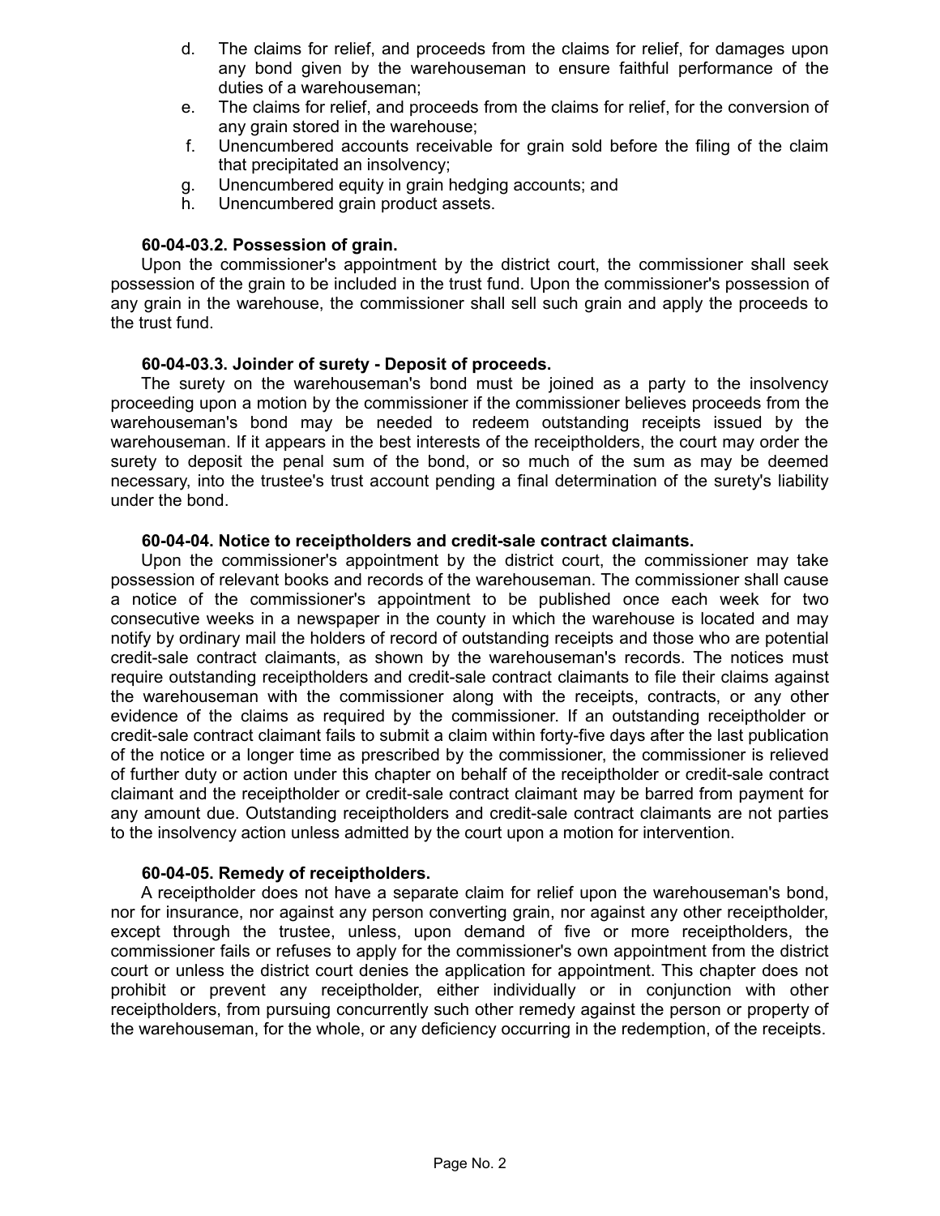d. The claims for relief, and proceeds from the claims for relief, for damages upon any bond given by the warehouseman to ensure faithful performance of the duties of a warehouseman;
e. The claims for relief, and proceeds from the claims for relief, for the conversion of any grain stored in the warehouse;
f. Unencumbered accounts receivable for grain sold before the filing of the claim that precipitated an insolvency;
g. Unencumbered equity in grain hedging accounts; and
h. Unencumbered grain product assets.

**60-04-03.2. Possession of grain.**

Upon the commissioner's appointment by the district court, the commissioner shall seek possession of the grain to be included in the trust fund. Upon the commissioner's possession of any grain in the warehouse, the commissioner shall sell such grain and apply the proceeds to the trust fund.

**60-04-03.3. Joinder of surety - Deposit of proceeds.**

The surety on the warehouseman's bond must be joined as a party to the insolvency proceeding upon a motion by the commissioner if the commissioner believes proceeds from the warehouseman's bond may be needed to redeem outstanding receipts issued by the warehouseman. If it appears in the best interests of the receiptholders, the court may order the surety to deposit the penal sum of the bond, or so much of the sum as may be deemed necessary, into the trustee's trust account pending a final determination of the surety's liability under the bond.

**60-04-04. Notice to receiptholders and credit-sale contract claimants.**

Upon the commissioner's appointment by the district court, the commissioner may take possession of relevant books and records of the warehouseman. The commissioner shall cause a notice of the commissioner's appointment to be published once each week for two consecutive weeks in a newspaper in the county in which the warehouse is located and may notify by ordinary mail the holders of record of outstanding receipts and those who are potential credit-sale contract claimants, as shown by the warehouseman's records. The notices must require outstanding receiptholders and credit-sale contract claimants to file their claims against the warehouseman with the commissioner along with the receipts, contracts, or any other evidence of the claims as required by the commissioner. If an outstanding receiptholder or credit-sale contract claimant fails to submit a claim within forty-five days after the last publication of the notice or a longer time as prescribed by the commissioner, the commissioner is relieved of further duty or action under this chapter on behalf of the receiptholder or credit-sale contract claimant and the receiptholder or credit-sale contract claimant may be barred from payment for any amount due. Outstanding receiptholders and credit-sale contract claimants are not parties to the insolvency action unless admitted by the court upon a motion for intervention.

**60-04-05. Remedy of receiptholders.**

A receiptholder does not have a separate claim for relief upon the warehouseman's bond, nor for insurance, nor against any person converting grain, nor against any other receiptholder, except through the trustee, unless, upon demand of five or more receiptholders, the commissioner fails or refuses to apply for the commissioner's own appointment from the district court or unless the district court denies the application for appointment. This chapter does not prohibit or prevent any receiptholder, either individually or in conjunction with other receiptholders, from pursuing concurrently such other remedy against the person or property of the warehouseman, for the whole, or any deficiency occurring in the redemption, of the receipts.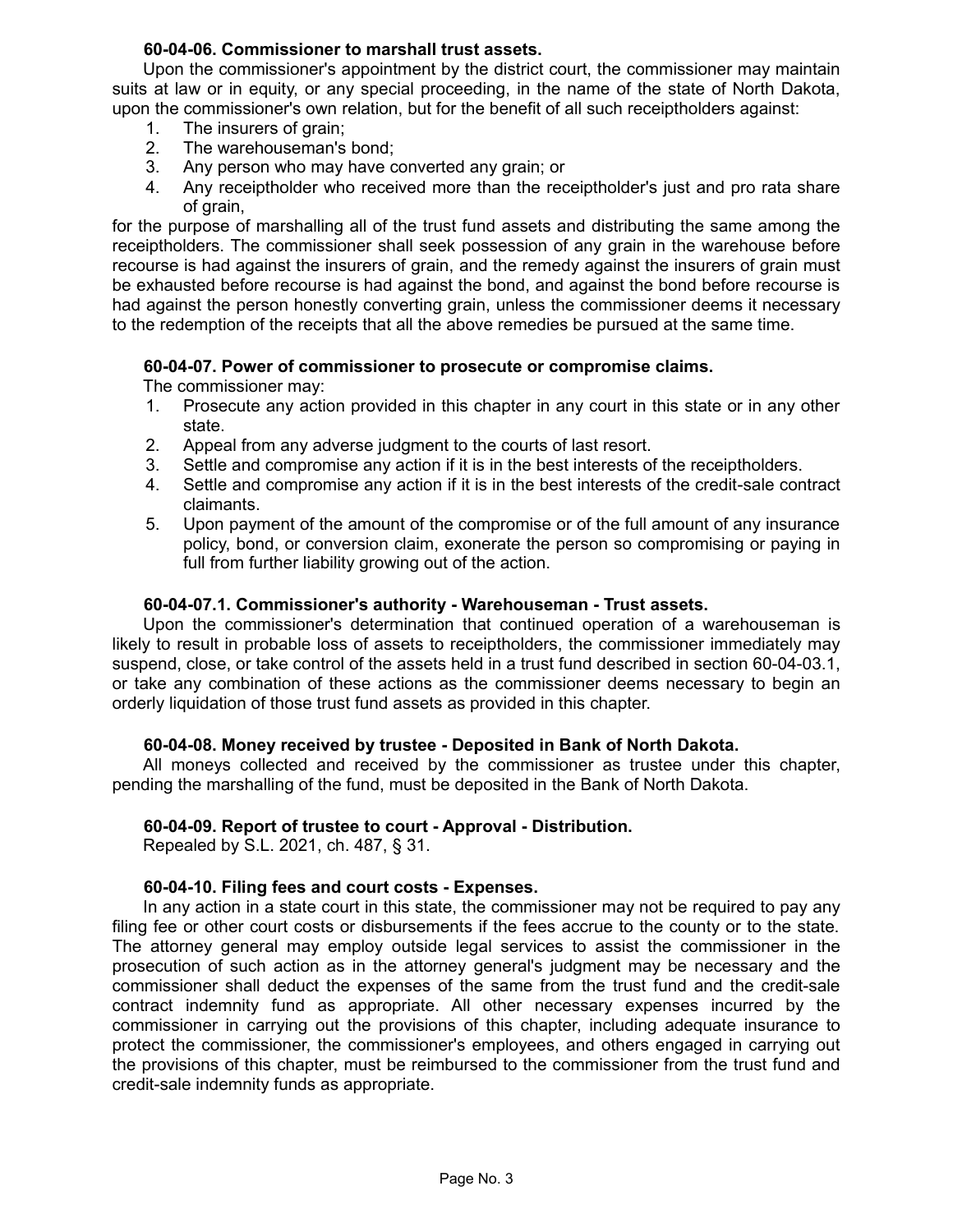**60-04-06. Commissioner to marshall trust assets.**

Upon the commissioner's appointment by the district court, the commissioner may maintain suits at law or in equity, or any special proceeding, in the name of the state of North Dakota, upon the commissioner's own relation, but for the benefit of all such receiptholders against:

1. The insurers of grain;
2. The warehouseman's bond;
3. Any person who may have converted any grain; or
4. Any receiptholder who received more than the receiptholder's just and pro rata share of grain,

for the purpose of marshalling all of the trust fund assets and distributing the same among the receiptholders. The commissioner shall seek possession of any grain in the warehouse before recourse is had against the insurers of grain, and the remedy against the insurers of grain must be exhausted before recourse is had against the bond, and against the bond before recourse is had against the person honestly converting grain, unless the commissioner deems it necessary to the redemption of the receipts that all the above remedies be pursued at the same time.

**60-04-07. Power of commissioner to prosecute or compromise claims.**

The commissioner may:

1. Prosecute any action provided in this chapter in any court in this state or in any other state.
2. Appeal from any adverse judgment to the courts of last resort.
3. Settle and compromise any action if it is in the best interests of the receiptholders.
4. Settle and compromise any action if it is in the best interests of the credit-sale contract claimants.
5. Upon payment of the amount of the compromise or of the full amount of any insurance policy, bond, or conversion claim, exonerate the person so compromising or paying in full from further liability growing out of the action.

**60-04-07.1. Commissioner's authority - Warehouseman - Trust assets.**

Upon the commissioner's determination that continued operation of a warehouseman is likely to result in probable loss of assets to receiptholders, the commissioner immediately may suspend, close, or take control of the assets held in a trust fund described in section 60-04-03.1, or take any combination of these actions as the commissioner deems necessary to begin an orderly liquidation of those trust fund assets as provided in this chapter.

**60-04-08. Money received by trustee - Deposited in Bank of North Dakota.**

All moneys collected and received by the commissioner as trustee under this chapter, pending the marshalling of the fund, must be deposited in the Bank of North Dakota.

**60-04-09. Report of trustee to court - Approval - Distribution.**

Repealed by S.L. 2021, ch. 487, § 31.

**60-04-10. Filing fees and court costs - Expenses.**

In any action in a state court in this state, the commissioner may not be required to pay any filing fee or other court costs or disbursements if the fees accrue to the county or to the state. The attorney general may employ outside legal services to assist the commissioner in the prosecution of such action as in the attorney general's judgment may be necessary and the commissioner shall deduct the expenses of the same from the trust fund and the credit-sale contract indemnity fund as appropriate. All other necessary expenses incurred by the commissioner in carrying out the provisions of this chapter, including adequate insurance to protect the commissioner, the commissioner's employees, and others engaged in carrying out the provisions of this chapter, must be reimbursed to the commissioner from the trust fund and credit-sale indemnity funds as appropriate.